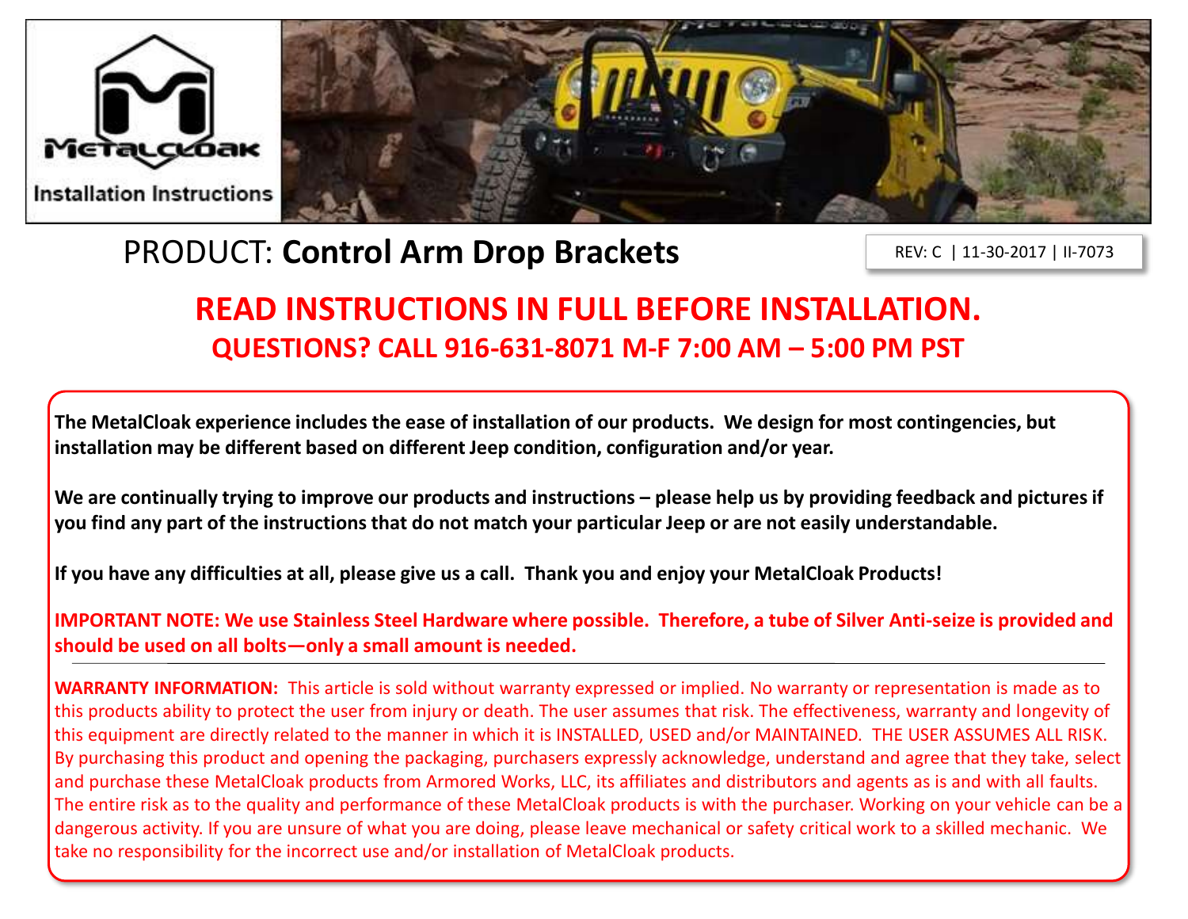MetalCloak

Installation Instructions

# PRODUCT: **Control Arm Drop Brackets**

REV: C | 11-30-2017 | II-7073

## READ INSTRUCTIONS IN FULL BEFORE INSTALLATION.

### QUESTIONS? CALL 916-631-8071 M-F 7:00 AM – 5:00 PM PST

**The MetalCloak experience includes the ease of installation of our products. We design for most contingencies, but installation may be different based on different Jeep condition, configuration and/or year.**

**We are continually trying to improve our products and instructions – please help us by providing feedback and pictures if you find any part of the instructions that do not match your particular Jeep or are not easily understandable.**

**If you have any difficulties at all, please give us a call. Thank you and enjoy your MetalCloak Products!**

**IMPORTANT NOTE: We use Stainless Steel Hardware where possible. Therefore, a tube of Silver Anti-seize is provided and should be used on all bolts—only a small amount is needed.**

---

**WARRANTY INFORMATION:** This article is sold without warranty expressed or implied. No warranty or representation is made as to this products ability to protect the user from injury or death. The user assumes that risk. The effectiveness, warranty and longevity of this equipment are directly related to the manner in which it is INSTALLED, USED and/or MAINTAINED. THE USER ASSUMES ALL RISK. By purchasing this product and opening the packaging, purchasers expressly acknowledge, understand and agree that they take, select and purchase these MetalCloak products from Armored Works, LLC, its affiliates and distributors and agents as is and with all faults. The entire risk as to the quality and performance of these MetalCloak products is with the purchaser. Working on your vehicle can be a dangerous activity. If you are unsure of what you are doing, please leave mechanical or safety critical work to a skilled mechanic. We take no responsibility for the incorrect use and/or installation of MetalCloak products.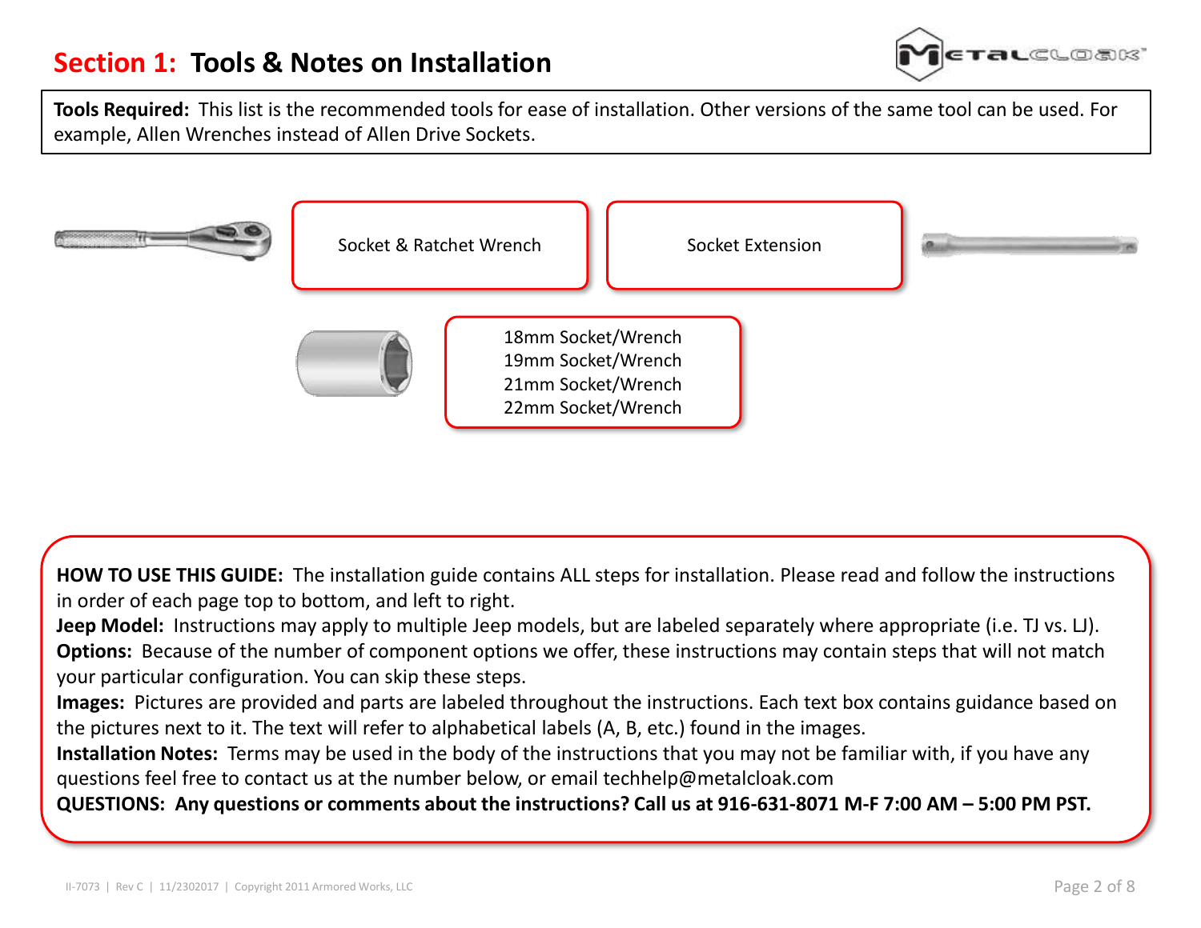# Section 1: Tools & Notes on Installation

**Tools Required:** This list is the recommended tools for ease of installation. Other versions of the same tool can be used. For example, Allen Wrenches instead of Allen Drive Sockets.

Socket & Ratchet Wrench

Socket Extension

18mm Socket/Wrench
19mm Socket/Wrench
21mm Socket/Wrench
22mm Socket/Wrench

**HOW TO USE THIS GUIDE:** The installation guide contains ALL steps for installation. Please read and follow the instructions in order of each page top to bottom, and left to right.
**Jeep Model:** Instructions may apply to multiple Jeep models, but are labeled separately where appropriate (i.e. TJ vs. LJ).
**Options:** Because of the number of component options we offer, these instructions may contain steps that will not match your particular configuration. You can skip these steps.
**Images:** Pictures are provided and parts are labeled throughout the instructions. Each text box contains guidance based on the pictures next to it. The text will refer to alphabetical labels (A, B, etc.) found in the images.
**Installation Notes:** Terms may be used in the body of the instructions that you may not be familiar with, if you have any questions feel free to contact us at the number below, or email techhelp@metalcloak.com
**QUESTIONS: Any questions or comments about the instructions? Call us at 916-631-8071 M-F 7:00 AM – 5:00 PM PST.**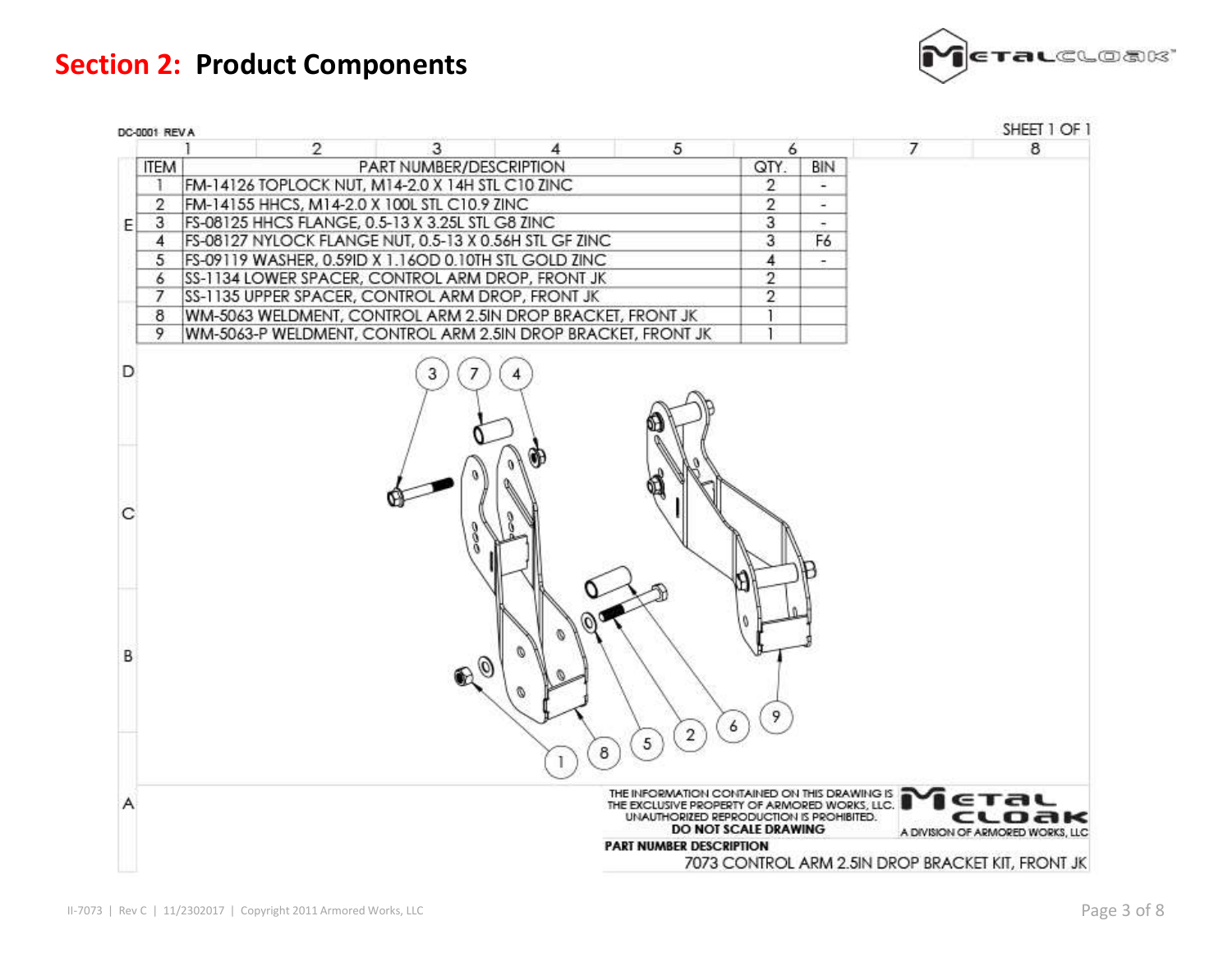# Section 2: Product Components

DC-0001 REV A

SHEET 1 OF 1

| ITEM | PART NUMBER/DESCRIPTION | QTY. | BIN |
|---|---|---|---|
| 1 | FM-14126 TOPLOCK NUT, M14-2.0 X 14H STL C10 ZINC | 2 | - |
| 2 | FM-14155 HHCS, M14-2.0 X 100L STL C10.9 ZINC | 2 | - |
| 3 | FS-08125 HHCS FLANGE, 0.5-13 X 3.25L STL G8 ZINC | 3 | - |
| 4 | FS-08127 NYLOCK FLANGE NUT, 0.5-13 X 0.56H STL GF ZINC | 3 | F6 |
| 5 | FS-09119 WASHER, 0.59ID X 1.16OD 0.10TH STL GOLD ZINC | 4 | - |
| 6 | SS-1134 LOWER SPACER, CONTROL ARM DROP, FRONT JK | 2 | |
| 7 | SS-1135 UPPER SPACER, CONTROL ARM DROP, FRONT JK | 2 | |
| 8 | WM-5063 WELDMENT, CONTROL ARM 2.5IN DROP BRACKET, FRONT JK | 1 | |
| 9 | WM-5063-P WELDMENT, CONTROL ARM 2.5IN DROP BRACKET, FRONT JK | 1 | |

THE INFORMATION CONTAINED ON THIS DRAWING IS THE EXCLUSIVE PROPERTY OF ARMORED WORKS, LLC. UNAUTHORIZED REPRODUCTION IS PROHIBITED.

**DO NOT SCALE DRAWING**

METAL CLOAK — A DIVISION OF ARMORED WORKS, LLC

**PART NUMBER DESCRIPTION**

7073 CONTROL ARM 2.5IN DROP BRACKET KIT, FRONT JK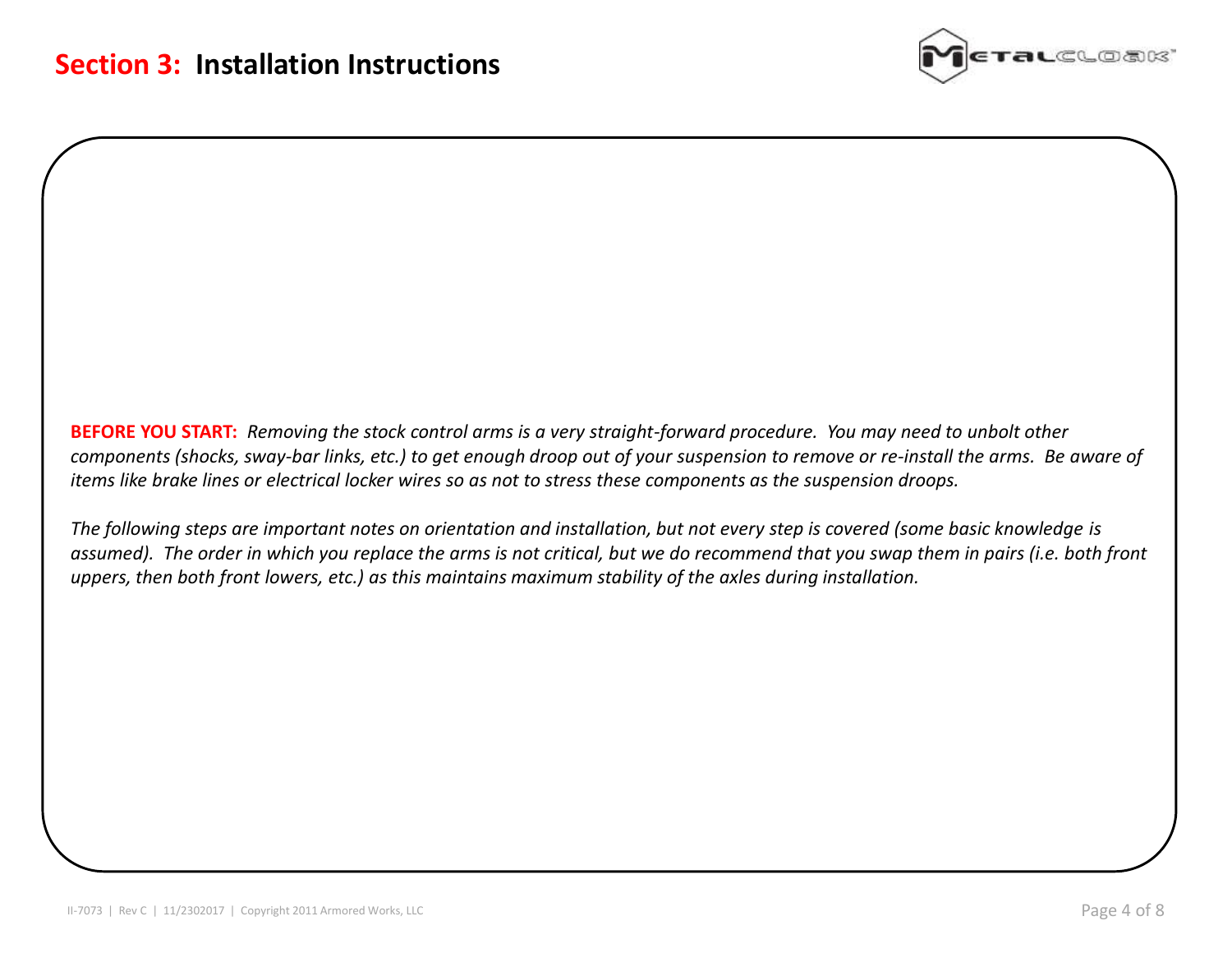# Section 3: Installation Instructions

**BEFORE YOU START:** *Removing the stock control arms is a very straight-forward procedure. You may need to unbolt other components (shocks, sway-bar links, etc.) to get enough droop out of your suspension to remove or re-install the arms. Be aware of items like brake lines or electrical locker wires so as not to stress these components as the suspension droops.*

*The following steps are important notes on orientation and installation, but not every step is covered (some basic knowledge is assumed). The order in which you replace the arms is not critical, but we do recommend that you swap them in pairs (i.e. both front uppers, then both front lowers, etc.) as this maintains maximum stability of the axles during installation.*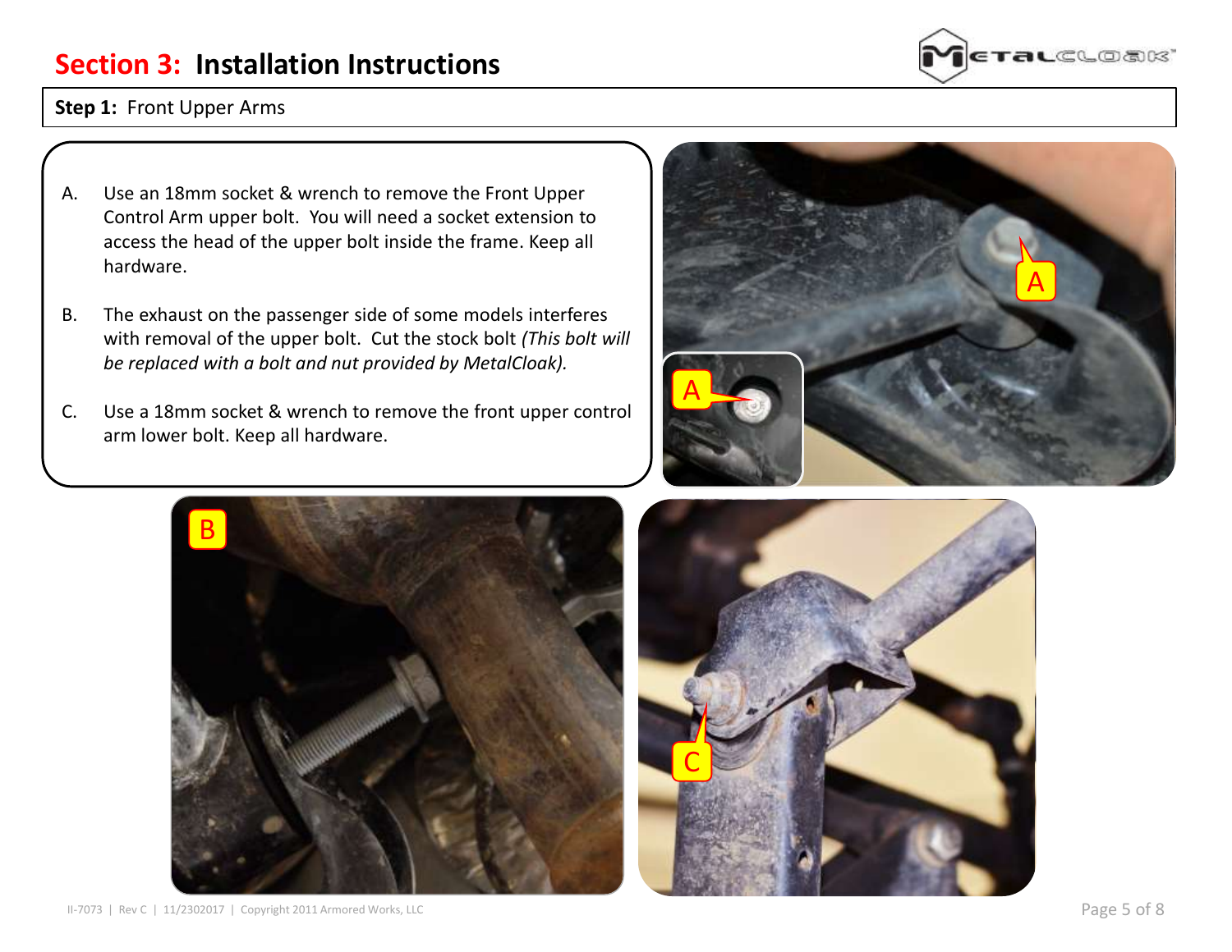# Section 3: Installation Instructions

**Step 1:** Front Upper Arms

A. Use an 18mm socket & wrench to remove the Front Upper Control Arm upper bolt. You will need a socket extension to access the head of the upper bolt inside the frame. Keep all hardware.

B. The exhaust on the passenger side of some models interferes with removal of the upper bolt. Cut the stock bolt *(This bolt will be replaced with a bolt and nut provided by MetalCloak).*

C. Use a 18mm socket & wrench to remove the front upper control arm lower bolt. Keep all hardware.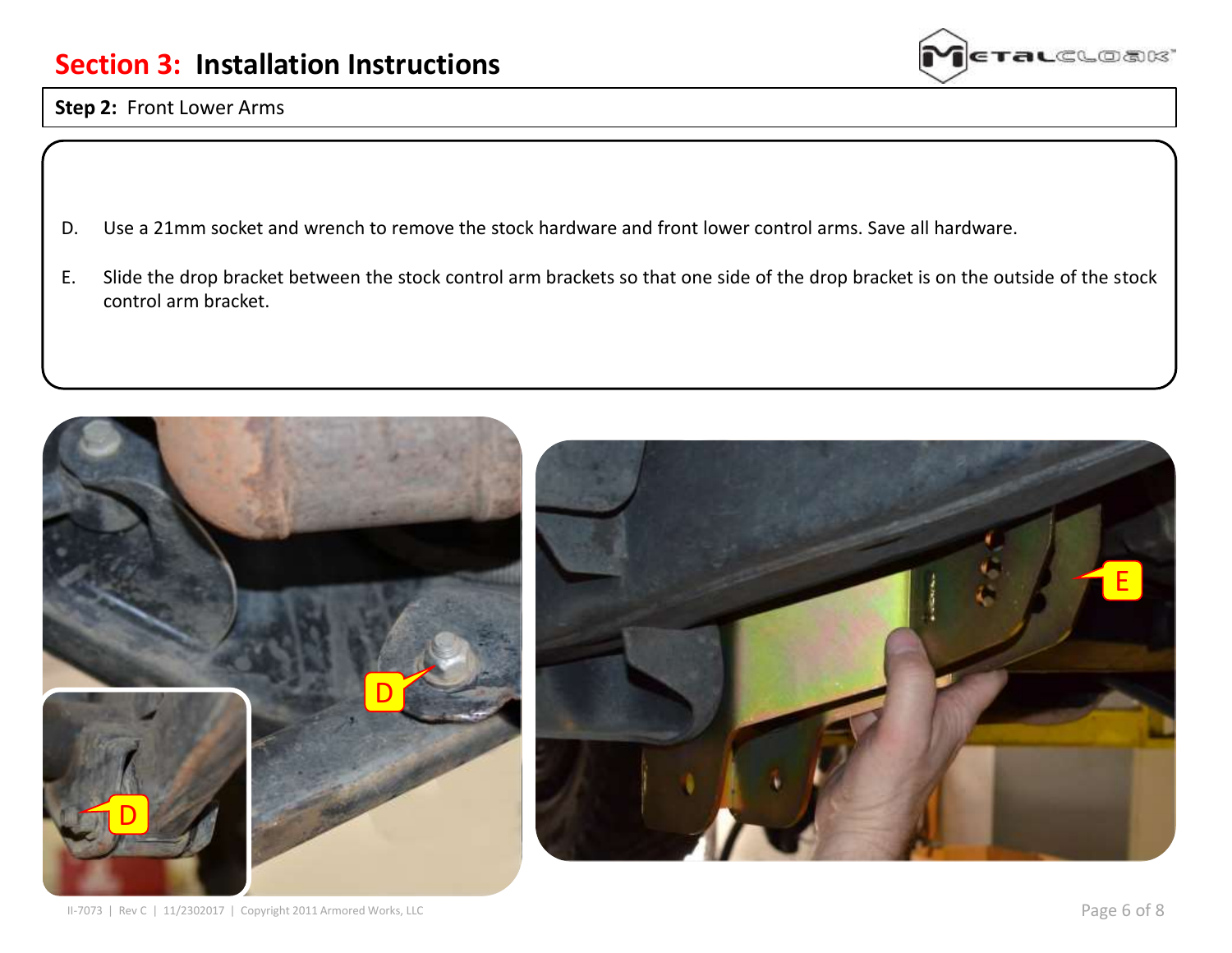# Section 3: Installation Instructions

**Step 2:** Front Lower Arms

D. Use a 21mm socket and wrench to remove the stock hardware and front lower control arms. Save all hardware.

E. Slide the drop bracket between the stock control arm brackets so that one side of the drop bracket is on the outside of the stock control arm bracket.

II-7073 | Rev C | 11/2302017 | Copyright 2011 Armored Works, LLC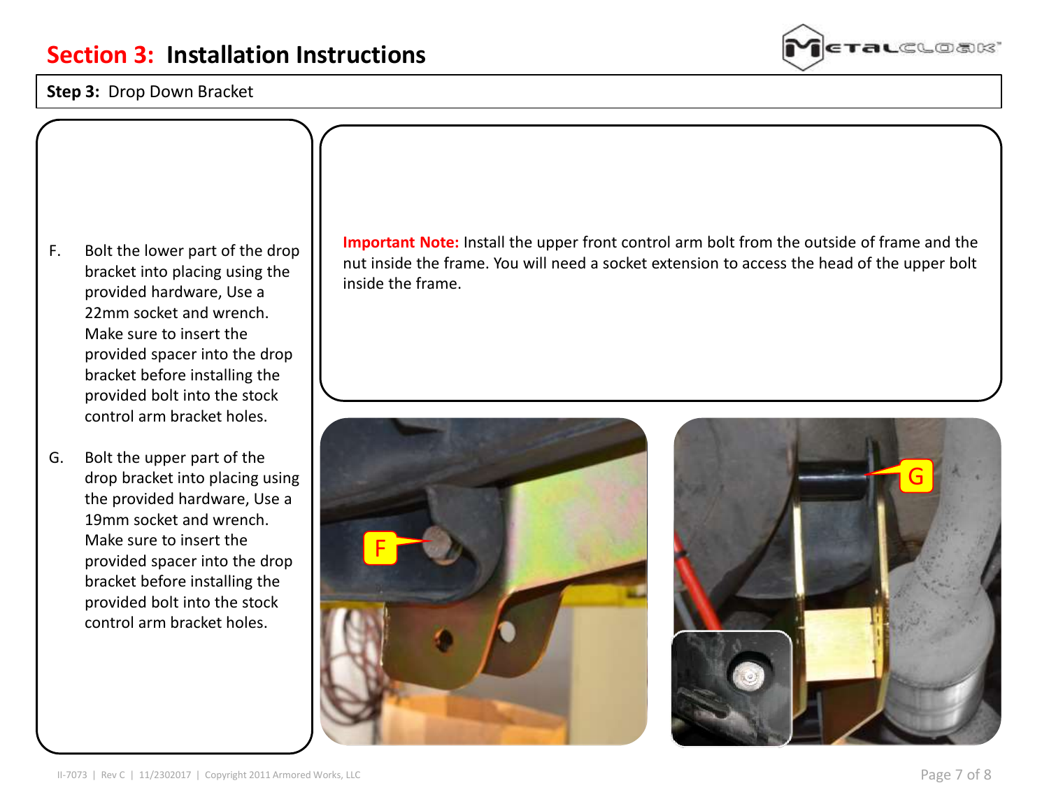# Section 3: Installation Instructions

**Step 3:** Drop Down Bracket

F. Bolt the lower part of the drop bracket into placing using the provided hardware, Use a 22mm socket and wrench. Make sure to insert the provided spacer into the drop bracket before installing the provided bolt into the stock control arm bracket holes.

G. Bolt the upper part of the drop bracket into placing using the provided hardware, Use a 19mm socket and wrench. Make sure to insert the provided spacer into the drop bracket before installing the provided bolt into the stock control arm bracket holes.

**Important Note:** Install the upper front control arm bolt from the outside of frame and the nut inside the frame. You will need a socket extension to access the head of the upper bolt inside the frame.

II-7073 | Rev C | 11/2302017 | Copyright 2011 Armored Works, LLC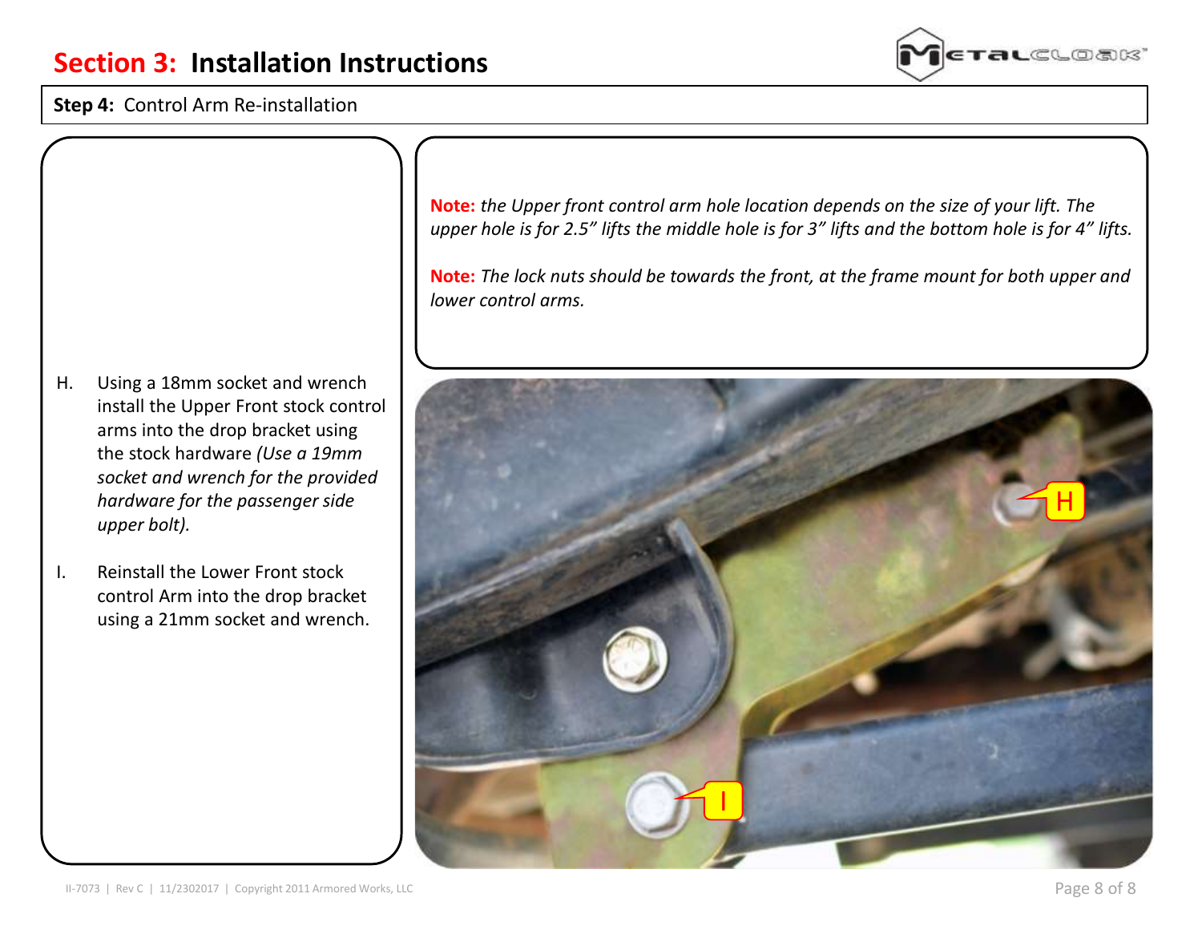# Section 3: Installation Instructions

**Step 4:** Control Arm Re-installation

**Note:** *the Upper front control arm hole location depends on the size of your lift. The upper hole is for 2.5" lifts the middle hole is for 3" lifts and the bottom hole is for 4" lifts.*

**Note:** *The lock nuts should be towards the front, at the frame mount for both upper and lower control arms.*

H. Using a 18mm socket and wrench install the Upper Front stock control arms into the drop bracket using the stock hardware *(Use a 19mm socket and wrench for the provided hardware for the passenger side upper bolt).*

I. Reinstall the Lower Front stock control Arm into the drop bracket using a 21mm socket and wrench.

II-7073 | Rev C | 11/2302017 | Copyright 2011 Armored Works, LLC